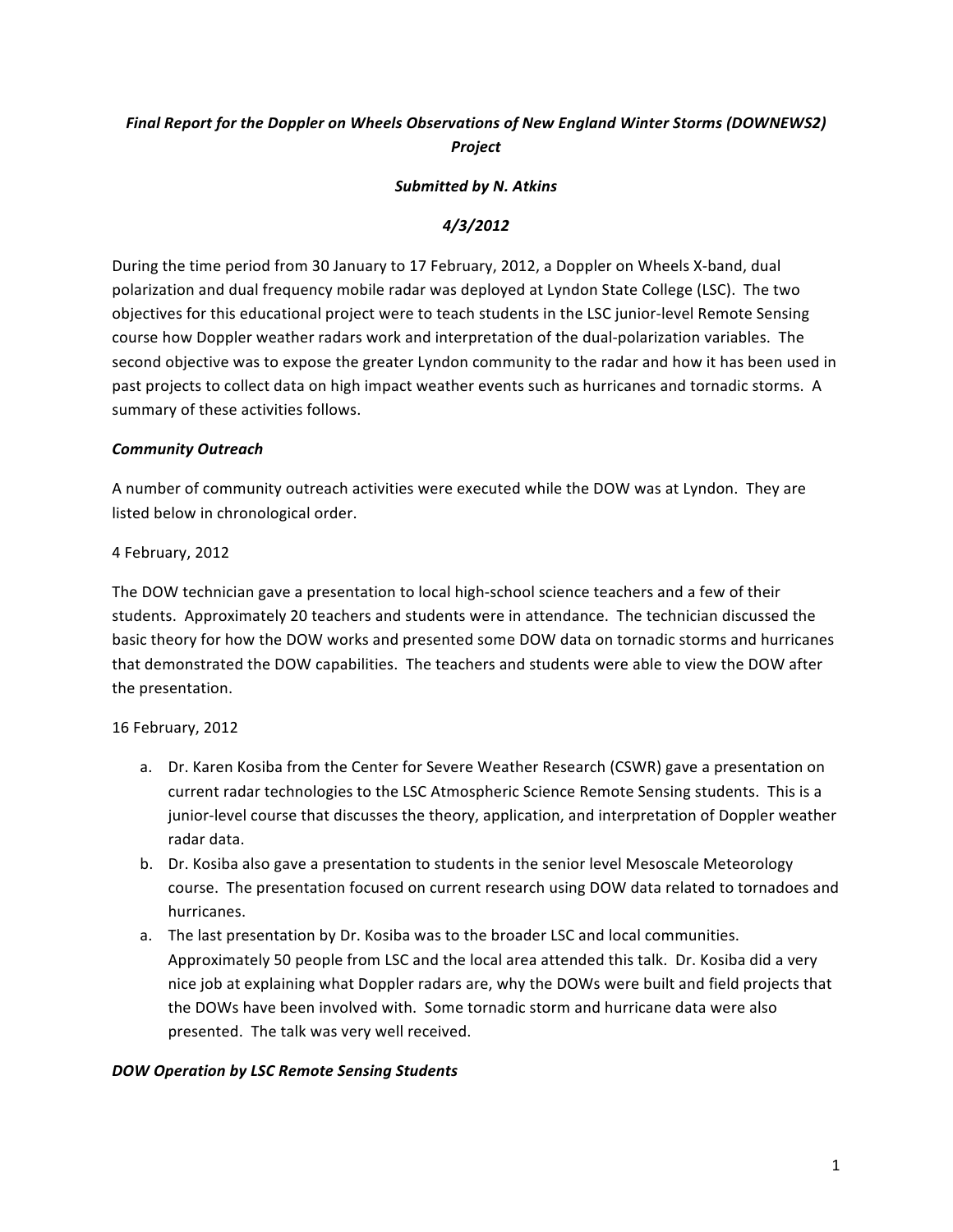***Final Report for the Doppler on Wheels Observations of New England Winter Storms (DOWNEWS2) Project***

***Submitted by N. Atkins***

***4/3/2012***

During the time period from 30 January to 17 February, 2012, a Doppler on Wheels X-band, dual polarization and dual frequency mobile radar was deployed at Lyndon State College (LSC). The two objectives for this educational project were to teach students in the LSC junior-level Remote Sensing course how Doppler weather radars work and interpretation of the dual-polarization variables. The second objective was to expose the greater Lyndon community to the radar and how it has been used in past projects to collect data on high impact weather events such as hurricanes and tornadic storms. A summary of these activities follows.

***Community Outreach***

A number of community outreach activities were executed while the DOW was at Lyndon. They are listed below in chronological order.

4 February, 2012

The DOW technician gave a presentation to local high-school science teachers and a few of their students. Approximately 20 teachers and students were in attendance. The technician discussed the basic theory for how the DOW works and presented some DOW data on tornadic storms and hurricanes that demonstrated the DOW capabilities. The teachers and students were able to view the DOW after the presentation.

16 February, 2012

a. Dr. Karen Kosiba from the Center for Severe Weather Research (CSWR) gave a presentation on current radar technologies to the LSC Atmospheric Science Remote Sensing students. This is a junior-level course that discusses the theory, application, and interpretation of Doppler weather radar data.
b. Dr. Kosiba also gave a presentation to students in the senior level Mesoscale Meteorology course. The presentation focused on current research using DOW data related to tornadoes and hurricanes.
a. The last presentation by Dr. Kosiba was to the broader LSC and local communities. Approximately 50 people from LSC and the local area attended this talk. Dr. Kosiba did a very nice job at explaining what Doppler radars are, why the DOWs were built and field projects that the DOWs have been involved with. Some tornadic storm and hurricane data were also presented. The talk was very well received.

***DOW Operation by LSC Remote Sensing Students***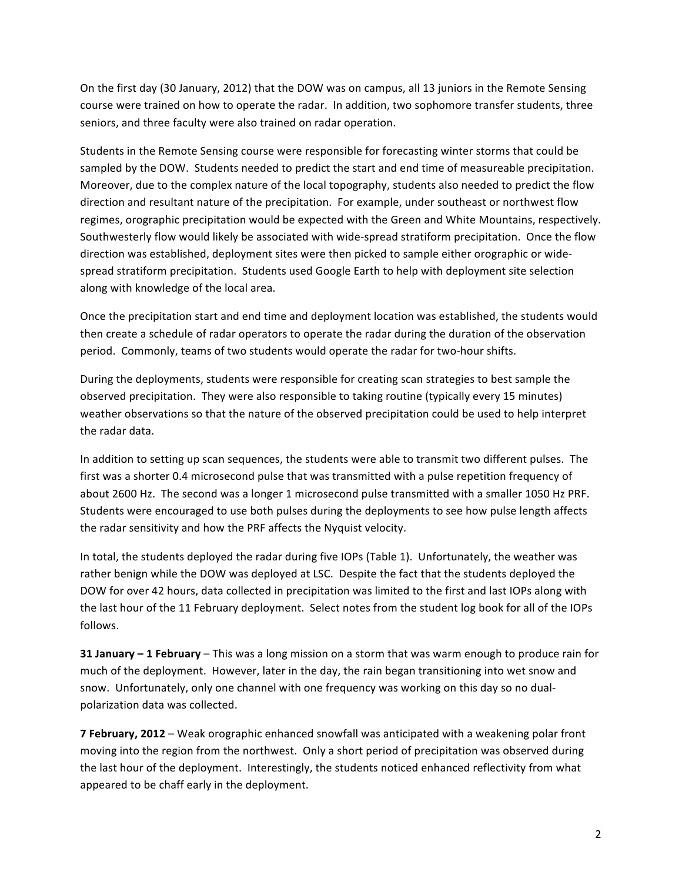On the first day (30 January, 2012) that the DOW was on campus, all 13 juniors in the Remote Sensing course were trained on how to operate the radar. In addition, two sophomore transfer students, three seniors, and three faculty were also trained on radar operation.

Students in the Remote Sensing course were responsible for forecasting winter storms that could be sampled by the DOW. Students needed to predict the start and end time of measureable precipitation. Moreover, due to the complex nature of the local topography, students also needed to predict the flow direction and resultant nature of the precipitation. For example, under southeast or northwest flow regimes, orographic precipitation would be expected with the Green and White Mountains, respectively. Southwesterly flow would likely be associated with wide-spread stratiform precipitation. Once the flow direction was established, deployment sites were then picked to sample either orographic or wide-spread stratiform precipitation. Students used Google Earth to help with deployment site selection along with knowledge of the local area.

Once the precipitation start and end time and deployment location was established, the students would then create a schedule of radar operators to operate the radar during the duration of the observation period. Commonly, teams of two students would operate the radar for two-hour shifts.

During the deployments, students were responsible for creating scan strategies to best sample the observed precipitation. They were also responsible to taking routine (typically every 15 minutes) weather observations so that the nature of the observed precipitation could be used to help interpret the radar data.

In addition to setting up scan sequences, the students were able to transmit two different pulses. The first was a shorter 0.4 microsecond pulse that was transmitted with a pulse repetition frequency of about 2600 Hz. The second was a longer 1 microsecond pulse transmitted with a smaller 1050 Hz PRF. Students were encouraged to use both pulses during the deployments to see how pulse length affects the radar sensitivity and how the PRF affects the Nyquist velocity.

In total, the students deployed the radar during five IOPs (Table 1). Unfortunately, the weather was rather benign while the DOW was deployed at LSC. Despite the fact that the students deployed the DOW for over 42 hours, data collected in precipitation was limited to the first and last IOPs along with the last hour of the 11 February deployment. Select notes from the student log book for all of the IOPs follows.

**31 January – 1 February** – This was a long mission on a storm that was warm enough to produce rain for much of the deployment. However, later in the day, the rain began transitioning into wet snow and snow. Unfortunately, only one channel with one frequency was working on this day so no dual-polarization data was collected.

**7 February, 2012** – Weak orographic enhanced snowfall was anticipated with a weakening polar front moving into the region from the northwest. Only a short period of precipitation was observed during the last hour of the deployment. Interestingly, the students noticed enhanced reflectivity from what appeared to be chaff early in the deployment.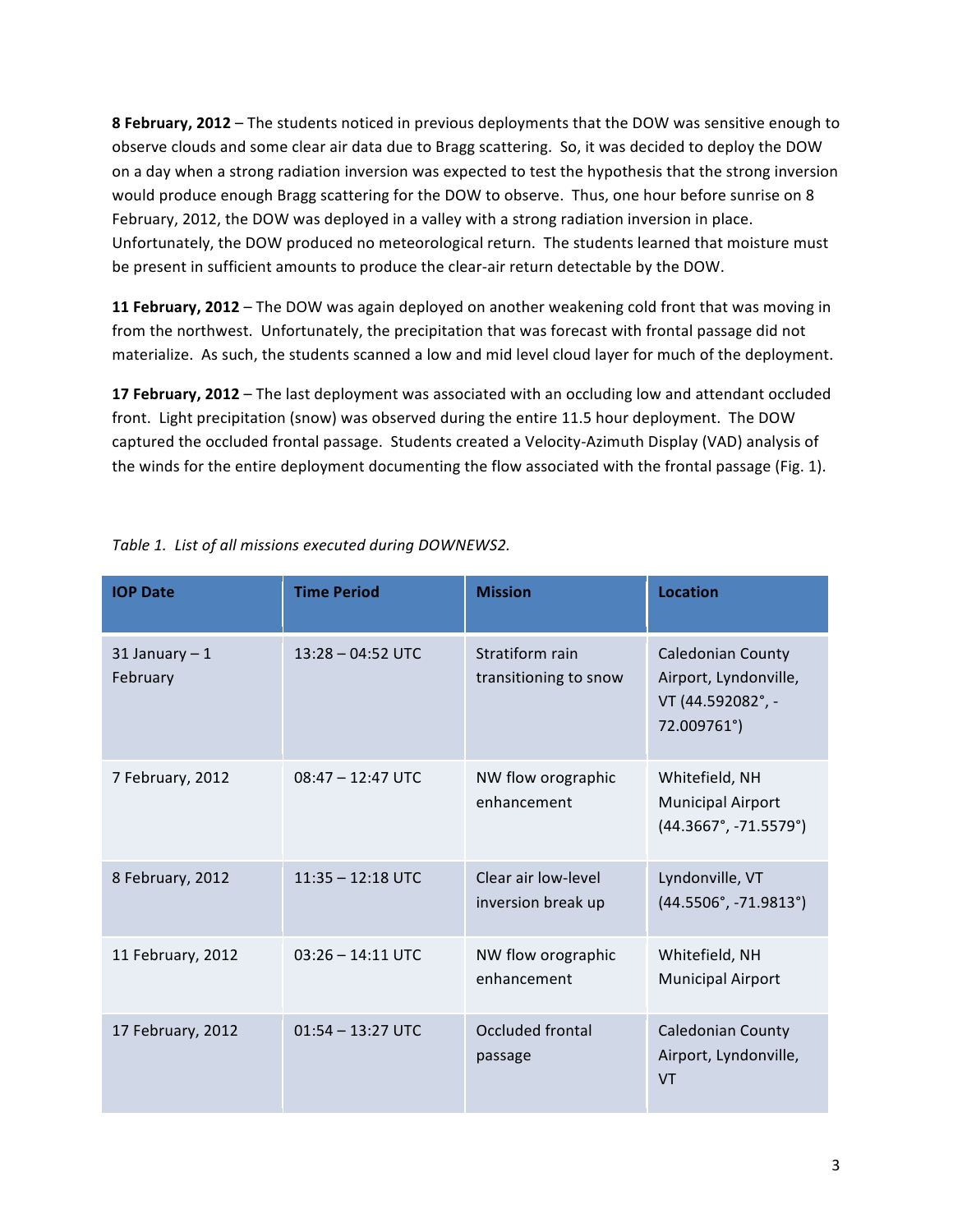**8 February, 2012** – The students noticed in previous deployments that the DOW was sensitive enough to observe clouds and some clear air data due to Bragg scattering. So, it was decided to deploy the DOW on a day when a strong radiation inversion was expected to test the hypothesis that the strong inversion would produce enough Bragg scattering for the DOW to observe. Thus, one hour before sunrise on 8 February, 2012, the DOW was deployed in a valley with a strong radiation inversion in place. Unfortunately, the DOW produced no meteorological return. The students learned that moisture must be present in sufficient amounts to produce the clear-air return detectable by the DOW.

**11 February, 2012** – The DOW was again deployed on another weakening cold front that was moving in from the northwest. Unfortunately, the precipitation that was forecast with frontal passage did not materialize. As such, the students scanned a low and mid level cloud layer for much of the deployment.

**17 February, 2012** – The last deployment was associated with an occluding low and attendant occluded front. Light precipitation (snow) was observed during the entire 11.5 hour deployment. The DOW captured the occluded frontal passage. Students created a Velocity-Azimuth Display (VAD) analysis of the winds for the entire deployment documenting the flow associated with the frontal passage (Fig. 1).

*Table 1. List of all missions executed during DOWNEWS2.*

| IOP Date | Time Period | Mission | Location |
|---|---|---|---|
| 31 January – 1 February | 13:28 – 04:52 UTC | Stratiform rain transitioning to snow | Caledonian County Airport, Lyndonville, VT (44.592082°, -72.009761°) |
| 7 February, 2012 | 08:47 – 12:47 UTC | NW flow orographic enhancement | Whitefield, NH Municipal Airport (44.3667°, -71.5579°) |
| 8 February, 2012 | 11:35 – 12:18 UTC | Clear air low-level inversion break up | Lyndonville, VT (44.5506°, -71.9813°) |
| 11 February, 2012 | 03:26 – 14:11 UTC | NW flow orographic enhancement | Whitefield, NH Municipal Airport |
| 17 February, 2012 | 01:54 – 13:27 UTC | Occluded frontal passage | Caledonian County Airport, Lyndonville, VT |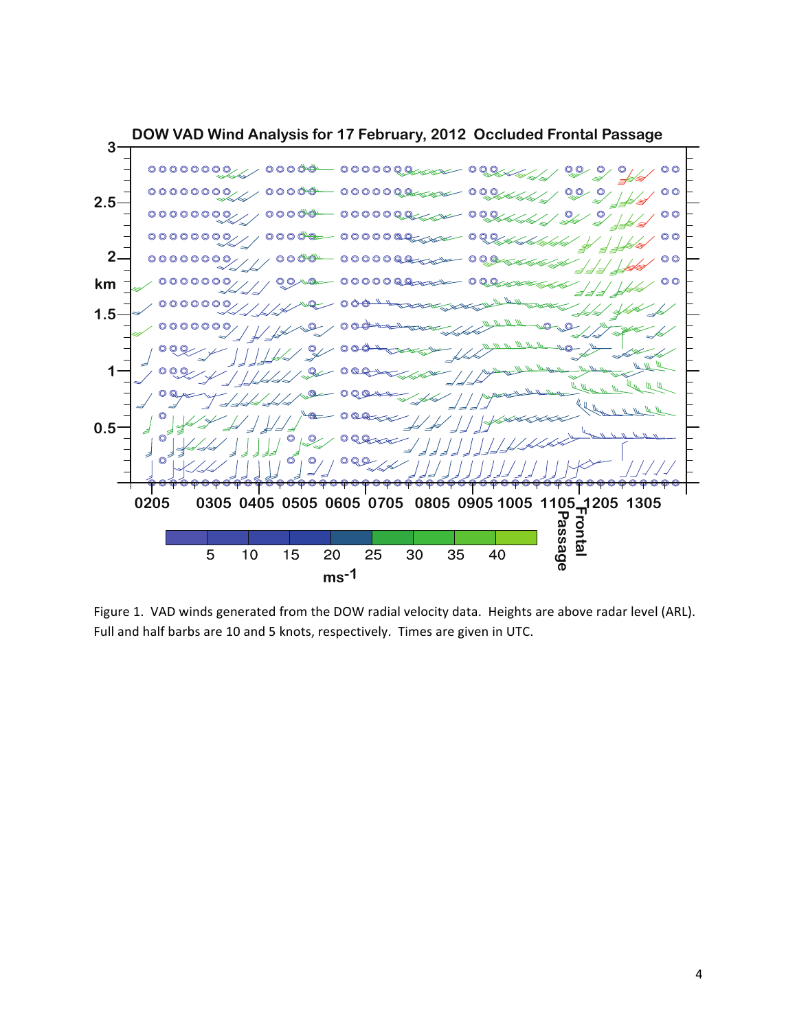DOW VAD Wind Analysis for 17 February, 2012 Occluded Frontal Passage

3

2.5

2

km

1.5

1

0.5

0205 0305 0405 0505 0605 0705 0805 0905 1005 1105 1205 1305

Frontal Passage

5 10 15 20 25 30 35 40

ms-1

Figure 1. VAD winds generated from the DOW radial velocity data. Heights are above radar level (ARL). Full and half barbs are 10 and 5 knots, respectively. Times are given in UTC.